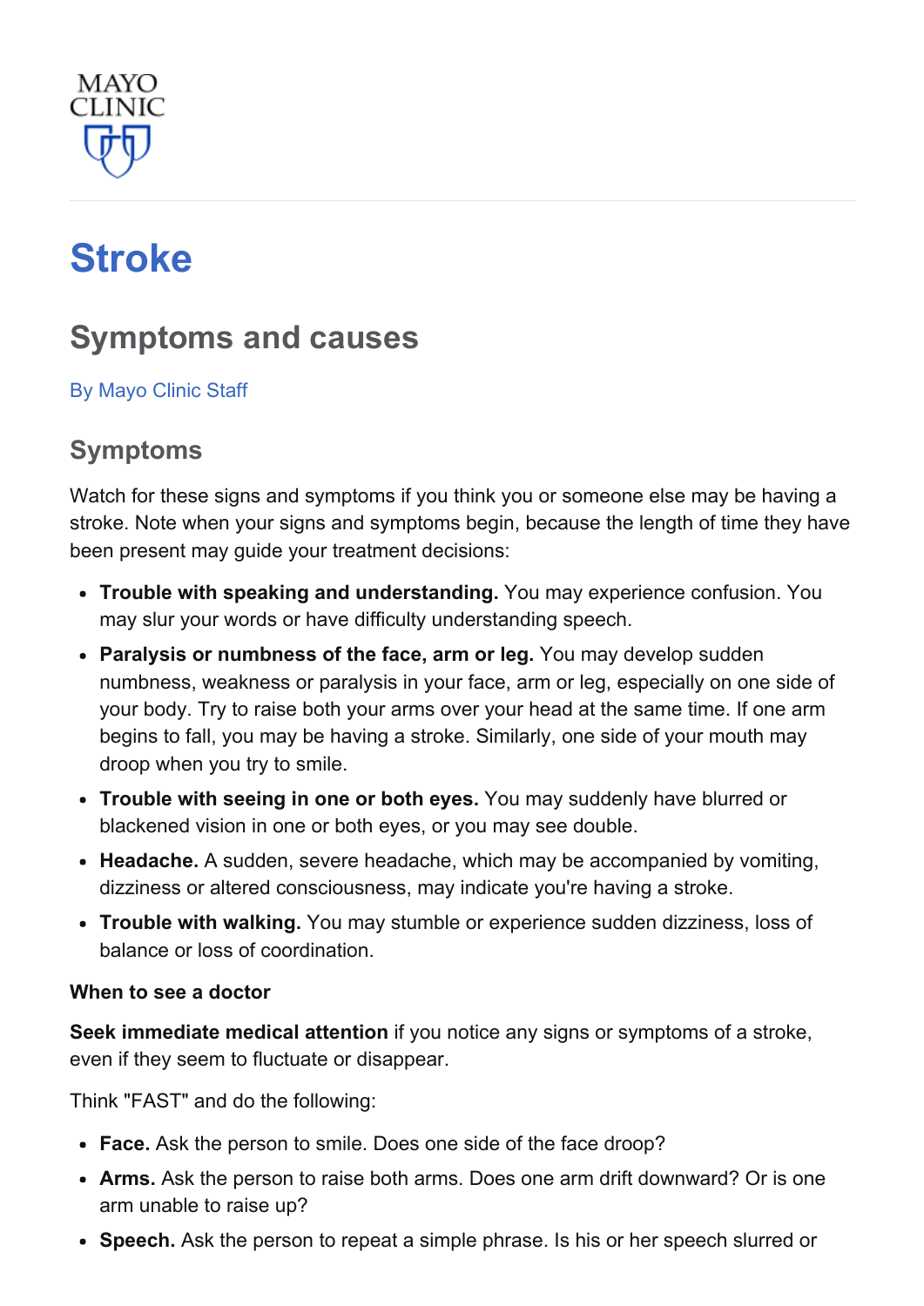MAYO CLINIC

# Stroke

## Symptoms and causes

By Mayo Clinic Staff

### Symptoms

Watch for these signs and symptoms if you think you or someone else may be having a stroke. Note when your signs and symptoms begin, because the length of time they have been present may guide your treatment decisions:

- **Trouble with speaking and understanding.** You may experience confusion. You may slur your words or have difficulty understanding speech.
- **Paralysis or numbness of the face, arm or leg.** You may develop sudden numbness, weakness or paralysis in your face, arm or leg, especially on one side of your body. Try to raise both your arms over your head at the same time. If one arm begins to fall, you may be having a stroke. Similarly, one side of your mouth may droop when you try to smile.
- **Trouble with seeing in one or both eyes.** You may suddenly have blurred or blackened vision in one or both eyes, or you may see double.
- **Headache.** A sudden, severe headache, which may be accompanied by vomiting, dizziness or altered consciousness, may indicate you're having a stroke.
- **Trouble with walking.** You may stumble or experience sudden dizziness, loss of balance or loss of coordination.

**When to see a doctor**

**Seek immediate medical attention** if you notice any signs or symptoms of a stroke, even if they seem to fluctuate or disappear.

Think "FAST" and do the following:

- **Face.** Ask the person to smile. Does one side of the face droop?
- **Arms.** Ask the person to raise both arms. Does one arm drift downward? Or is one arm unable to raise up?
- **Speech.** Ask the person to repeat a simple phrase. Is his or her speech slurred or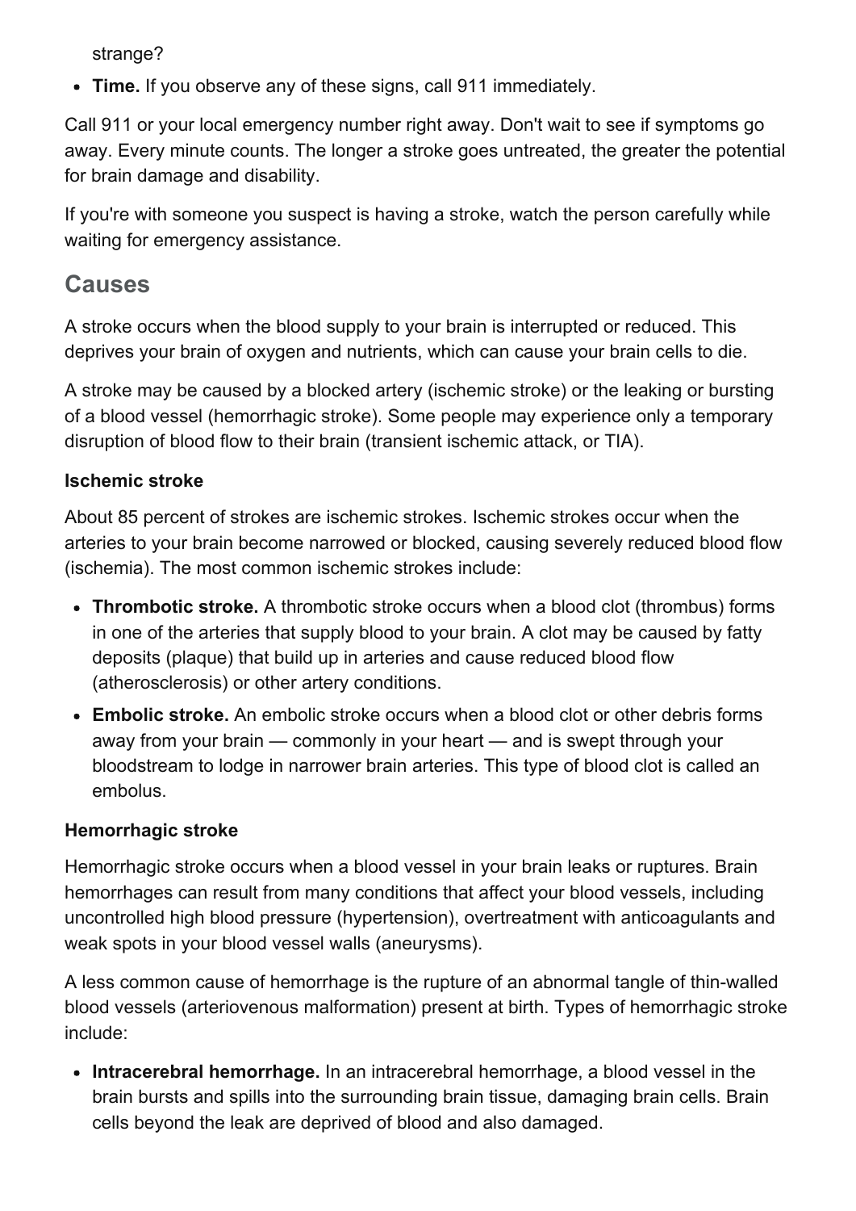strange?

- **Time.** If you observe any of these signs, call 911 immediately.

Call 911 or your local emergency number right away. Don't wait to see if symptoms go away. Every minute counts. The longer a stroke goes untreated, the greater the potential for brain damage and disability.

If you're with someone you suspect is having a stroke, watch the person carefully while waiting for emergency assistance.

## Causes

A stroke occurs when the blood supply to your brain is interrupted or reduced. This deprives your brain of oxygen and nutrients, which can cause your brain cells to die.

A stroke may be caused by a blocked artery (ischemic stroke) or the leaking or bursting of a blood vessel (hemorrhagic stroke). Some people may experience only a temporary disruption of blood flow to their brain (transient ischemic attack, or TIA).

### Ischemic stroke

About 85 percent of strokes are ischemic strokes. Ischemic strokes occur when the arteries to your brain become narrowed or blocked, causing severely reduced blood flow (ischemia). The most common ischemic strokes include:

- **Thrombotic stroke.** A thrombotic stroke occurs when a blood clot (thrombus) forms in one of the arteries that supply blood to your brain. A clot may be caused by fatty deposits (plaque) that build up in arteries and cause reduced blood flow (atherosclerosis) or other artery conditions.
- **Embolic stroke.** An embolic stroke occurs when a blood clot or other debris forms away from your brain — commonly in your heart — and is swept through your bloodstream to lodge in narrower brain arteries. This type of blood clot is called an embolus.

### Hemorrhagic stroke

Hemorrhagic stroke occurs when a blood vessel in your brain leaks or ruptures. Brain hemorrhages can result from many conditions that affect your blood vessels, including uncontrolled high blood pressure (hypertension), overtreatment with anticoagulants and weak spots in your blood vessel walls (aneurysms).

A less common cause of hemorrhage is the rupture of an abnormal tangle of thin-walled blood vessels (arteriovenous malformation) present at birth. Types of hemorrhagic stroke include:

- **Intracerebral hemorrhage.** In an intracerebral hemorrhage, a blood vessel in the brain bursts and spills into the surrounding brain tissue, damaging brain cells. Brain cells beyond the leak are deprived of blood and also damaged.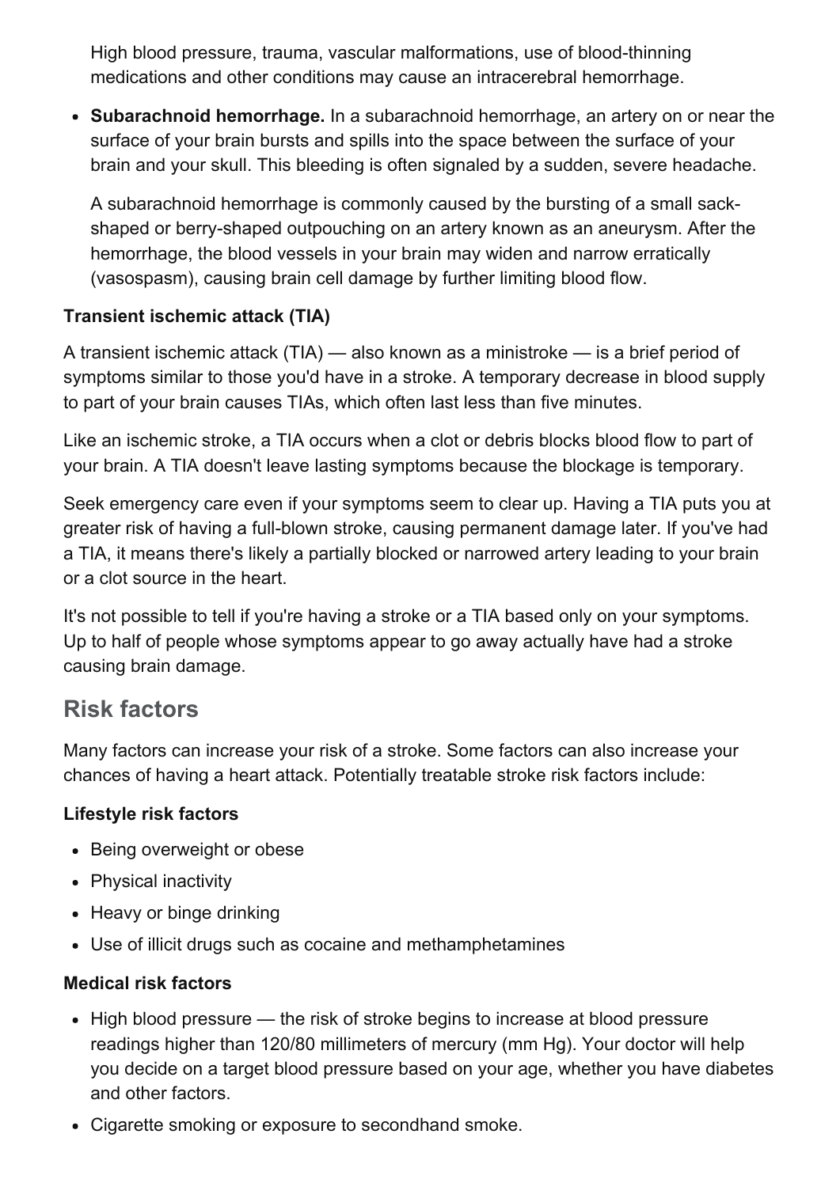High blood pressure, trauma, vascular malformations, use of blood-thinning medications and other conditions may cause an intracerebral hemorrhage.

- **Subarachnoid hemorrhage.** In a subarachnoid hemorrhage, an artery on or near the surface of your brain bursts and spills into the space between the surface of your brain and your skull. This bleeding is often signaled by a sudden, severe headache.

  A subarachnoid hemorrhage is commonly caused by the bursting of a small sack-shaped or berry-shaped outpouching on an artery known as an aneurysm. After the hemorrhage, the blood vessels in your brain may widen and narrow erratically (vasospasm), causing brain cell damage by further limiting blood flow.

**Transient ischemic attack (TIA)**

A transient ischemic attack (TIA) — also known as a ministroke — is a brief period of symptoms similar to those you'd have in a stroke. A temporary decrease in blood supply to part of your brain causes TIAs, which often last less than five minutes.

Like an ischemic stroke, a TIA occurs when a clot or debris blocks blood flow to part of your brain. A TIA doesn't leave lasting symptoms because the blockage is temporary.

Seek emergency care even if your symptoms seem to clear up. Having a TIA puts you at greater risk of having a full-blown stroke, causing permanent damage later. If you've had a TIA, it means there's likely a partially blocked or narrowed artery leading to your brain or a clot source in the heart.

It's not possible to tell if you're having a stroke or a TIA based only on your symptoms. Up to half of people whose symptoms appear to go away actually have had a stroke causing brain damage.

## Risk factors

Many factors can increase your risk of a stroke. Some factors can also increase your chances of having a heart attack. Potentially treatable stroke risk factors include:

**Lifestyle risk factors**

- Being overweight or obese
- Physical inactivity
- Heavy or binge drinking
- Use of illicit drugs such as cocaine and methamphetamines

**Medical risk factors**

- High blood pressure — the risk of stroke begins to increase at blood pressure readings higher than 120/80 millimeters of mercury (mm Hg). Your doctor will help you decide on a target blood pressure based on your age, whether you have diabetes and other factors.
- Cigarette smoking or exposure to secondhand smoke.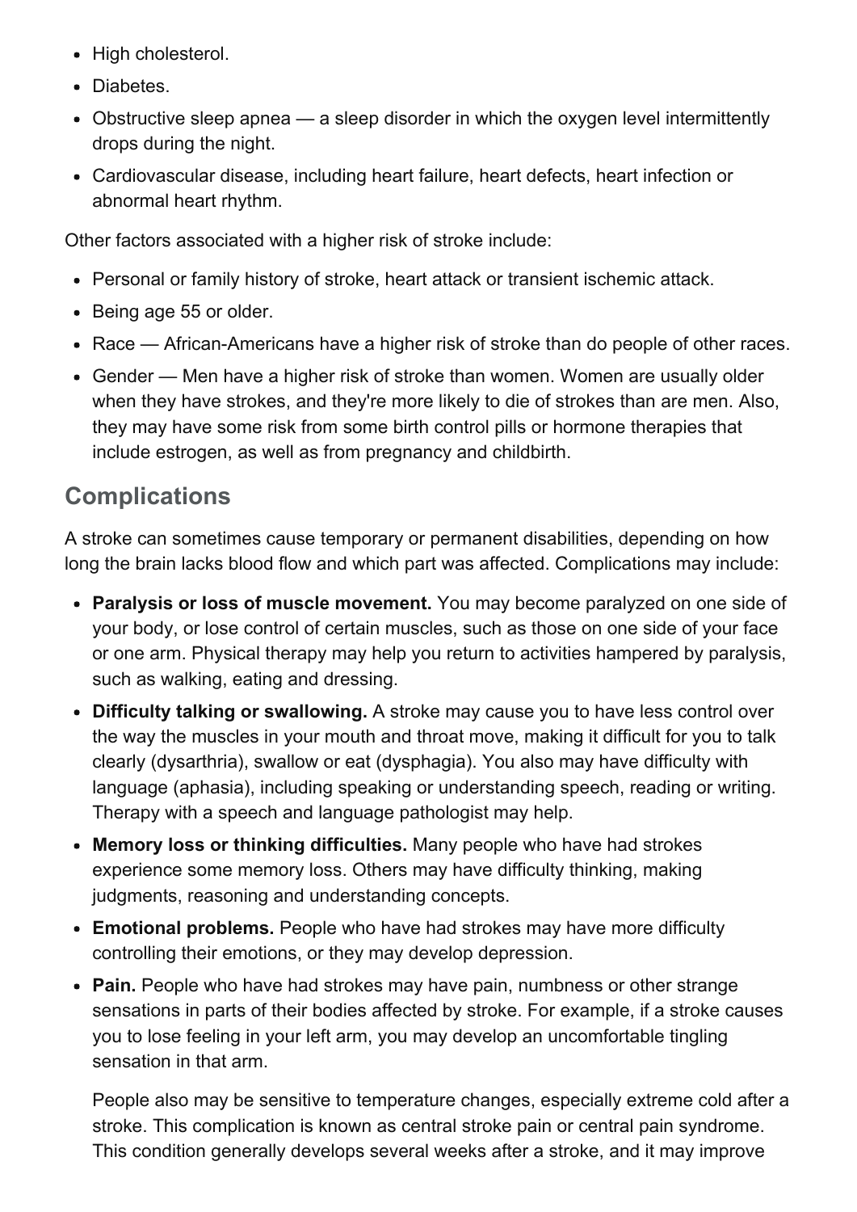- High cholesterol.
- Diabetes.
- Obstructive sleep apnea — a sleep disorder in which the oxygen level intermittently drops during the night.
- Cardiovascular disease, including heart failure, heart defects, heart infection or abnormal heart rhythm.

Other factors associated with a higher risk of stroke include:

- Personal or family history of stroke, heart attack or transient ischemic attack.
- Being age 55 or older.
- Race — African-Americans have a higher risk of stroke than do people of other races.
- Gender — Men have a higher risk of stroke than women. Women are usually older when they have strokes, and they're more likely to die of strokes than are men. Also, they may have some risk from some birth control pills or hormone therapies that include estrogen, as well as from pregnancy and childbirth.

## Complications

A stroke can sometimes cause temporary or permanent disabilities, depending on how long the brain lacks blood flow and which part was affected. Complications may include:

- **Paralysis or loss of muscle movement.** You may become paralyzed on one side of your body, or lose control of certain muscles, such as those on one side of your face or one arm. Physical therapy may help you return to activities hampered by paralysis, such as walking, eating and dressing.
- **Difficulty talking or swallowing.** A stroke may cause you to have less control over the way the muscles in your mouth and throat move, making it difficult for you to talk clearly (dysarthria), swallow or eat (dysphagia). You also may have difficulty with language (aphasia), including speaking or understanding speech, reading or writing. Therapy with a speech and language pathologist may help.
- **Memory loss or thinking difficulties.** Many people who have had strokes experience some memory loss. Others may have difficulty thinking, making judgments, reasoning and understanding concepts.
- **Emotional problems.** People who have had strokes may have more difficulty controlling their emotions, or they may develop depression.
- **Pain.** People who have had strokes may have pain, numbness or other strange sensations in parts of their bodies affected by stroke. For example, if a stroke causes you to lose feeling in your left arm, you may develop an uncomfortable tingling sensation in that arm.

  People also may be sensitive to temperature changes, especially extreme cold after a stroke. This complication is known as central stroke pain or central pain syndrome. This condition generally develops several weeks after a stroke, and it may improve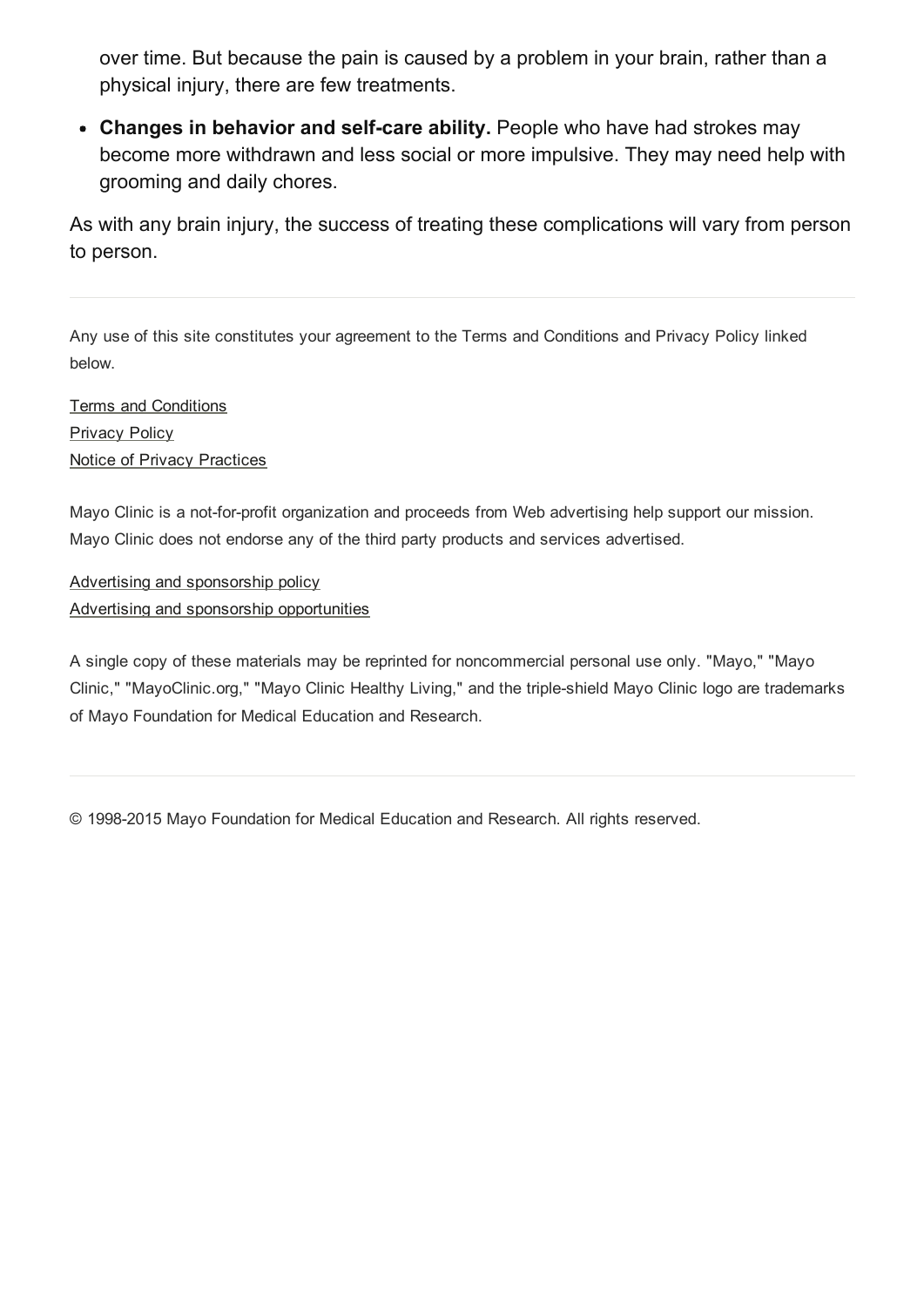over time. But because the pain is caused by a problem in your brain, rather than a physical injury, there are few treatments.

- **Changes in behavior and self-care ability.** People who have had strokes may become more withdrawn and less social or more impulsive. They may need help with grooming and daily chores.

As with any brain injury, the success of treating these complications will vary from person to person.

---

Any use of this site constitutes your agreement to the Terms and Conditions and Privacy Policy linked below.

Terms and Conditions
Privacy Policy
Notice of Privacy Practices

Mayo Clinic is a not-for-profit organization and proceeds from Web advertising help support our mission. Mayo Clinic does not endorse any of the third party products and services advertised.

Advertising and sponsorship policy
Advertising and sponsorship opportunities

A single copy of these materials may be reprinted for noncommercial personal use only. "Mayo," "Mayo Clinic," "MayoClinic.org," "Mayo Clinic Healthy Living," and the triple-shield Mayo Clinic logo are trademarks of Mayo Foundation for Medical Education and Research.

---

© 1998-2015 Mayo Foundation for Medical Education and Research. All rights reserved.